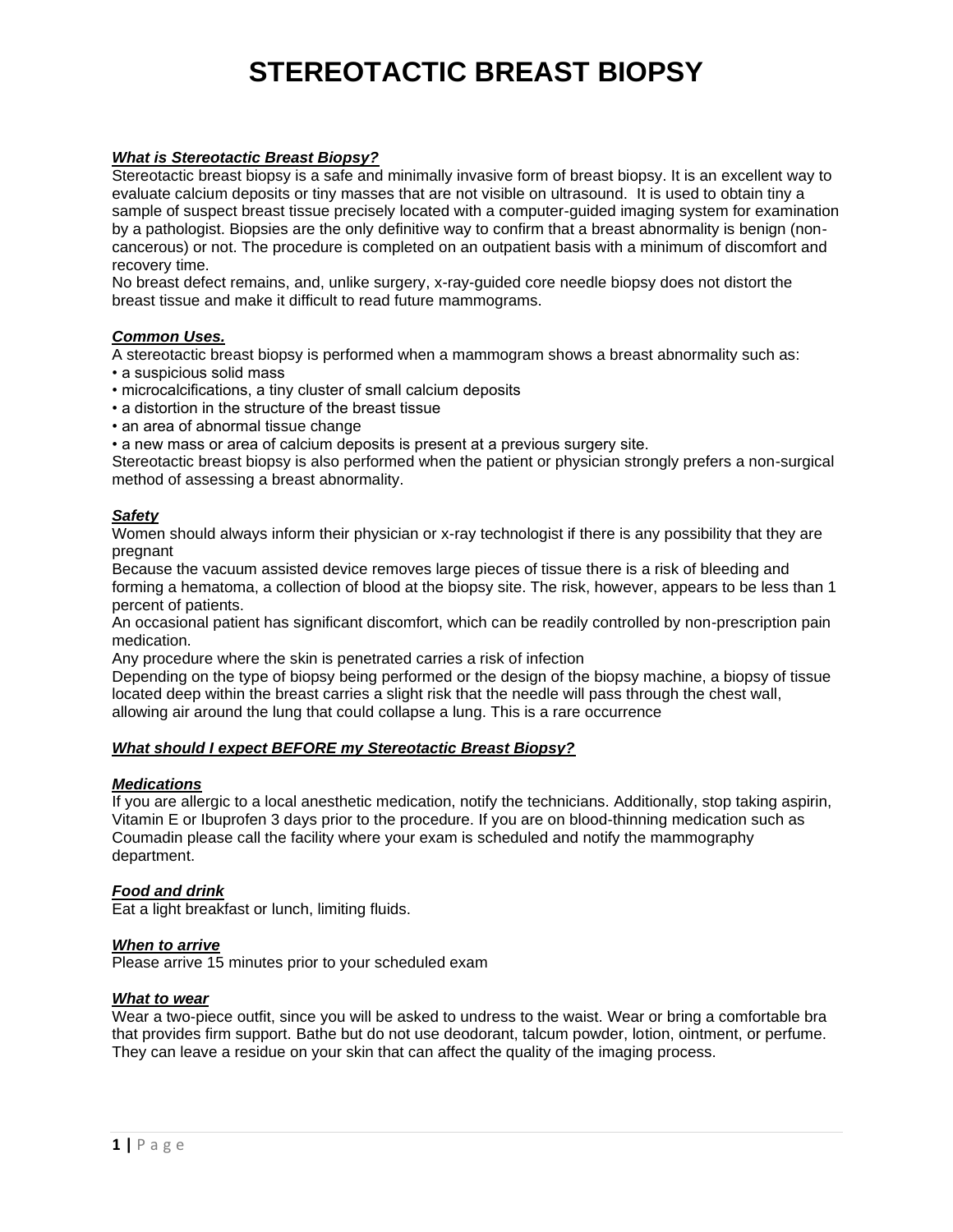# STEREOTACTIC BREAST BIOPSY

***What is Stereotactic Breast Biopsy?***

Stereotactic breast biopsy is a safe and minimally invasive form of breast biopsy. It is an excellent way to evaluate calcium deposits or tiny masses that are not visible on ultrasound. It is used to obtain tiny a sample of suspect breast tissue precisely located with a computer-guided imaging system for examination by a pathologist. Biopsies are the only definitive way to confirm that a breast abnormality is benign (non-cancerous) or not. The procedure is completed on an outpatient basis with a minimum of discomfort and recovery time.

No breast defect remains, and, unlike surgery, x-ray-guided core needle biopsy does not distort the breast tissue and make it difficult to read future mammograms.

***Common Uses.***

A stereotactic breast biopsy is performed when a mammogram shows a breast abnormality such as:

- a suspicious solid mass
- microcalcifications, a tiny cluster of small calcium deposits
- a distortion in the structure of the breast tissue
- an area of abnormal tissue change
- a new mass or area of calcium deposits is present at a previous surgery site.

Stereotactic breast biopsy is also performed when the patient or physician strongly prefers a non-surgical method of assessing a breast abnormality.

***Safety***

Women should always inform their physician or x-ray technologist if there is any possibility that they are pregnant

Because the vacuum assisted device removes large pieces of tissue there is a risk of bleeding and forming a hematoma, a collection of blood at the biopsy site. The risk, however, appears to be less than 1 percent of patients.

An occasional patient has significant discomfort, which can be readily controlled by non-prescription pain medication.

Any procedure where the skin is penetrated carries a risk of infection

Depending on the type of biopsy being performed or the design of the biopsy machine, a biopsy of tissue located deep within the breast carries a slight risk that the needle will pass through the chest wall, allowing air around the lung that could collapse a lung. This is a rare occurrence

***What should I expect BEFORE my Stereotactic Breast Biopsy?***

***Medications***

If you are allergic to a local anesthetic medication, notify the technicians. Additionally, stop taking aspirin, Vitamin E or Ibuprofen 3 days prior to the procedure. If you are on blood-thinning medication such as Coumadin please call the facility where your exam is scheduled and notify the mammography department.

***Food and drink***

Eat a light breakfast or lunch, limiting fluids.

***When to arrive***

Please arrive 15 minutes prior to your scheduled exam

***What to wear***

Wear a two-piece outfit, since you will be asked to undress to the waist. Wear or bring a comfortable bra that provides firm support. Bathe but do not use deodorant, talcum powder, lotion, ointment, or perfume. They can leave a residue on your skin that can affect the quality of the imaging process.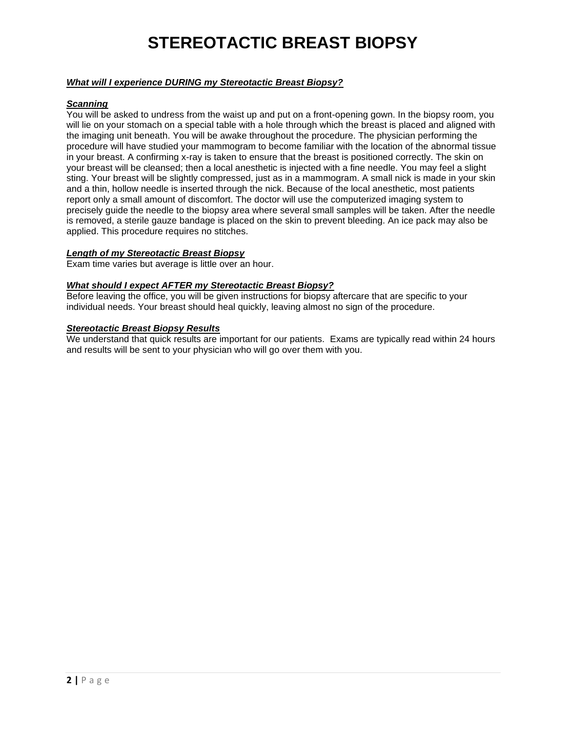# STEREOTACTIC BREAST BIOPSY

***What will I experience DURING my Stereotactic Breast Biopsy?***

***Scanning***

You will be asked to undress from the waist up and put on a front-opening gown. In the biopsy room, you will lie on your stomach on a special table with a hole through which the breast is placed and aligned with the imaging unit beneath. You will be awake throughout the procedure. The physician performing the procedure will have studied your mammogram to become familiar with the location of the abnormal tissue in your breast. A confirming x-ray is taken to ensure that the breast is positioned correctly. The skin on your breast will be cleansed; then a local anesthetic is injected with a fine needle. You may feel a slight sting. Your breast will be slightly compressed, just as in a mammogram. A small nick is made in your skin and a thin, hollow needle is inserted through the nick. Because of the local anesthetic, most patients report only a small amount of discomfort. The doctor will use the computerized imaging system to precisely guide the needle to the biopsy area where several small samples will be taken. After the needle is removed, a sterile gauze bandage is placed on the skin to prevent bleeding. An ice pack may also be applied. This procedure requires no stitches.

***Length of my Stereotactic Breast Biopsy***

Exam time varies but average is little over an hour.

***What should I expect AFTER my Stereotactic Breast Biopsy?***

Before leaving the office, you will be given instructions for biopsy aftercare that are specific to your individual needs. Your breast should heal quickly, leaving almost no sign of the procedure.

***Stereotactic Breast Biopsy Results***

We understand that quick results are important for our patients. Exams are typically read within 24 hours and results will be sent to your physician who will go over them with you.